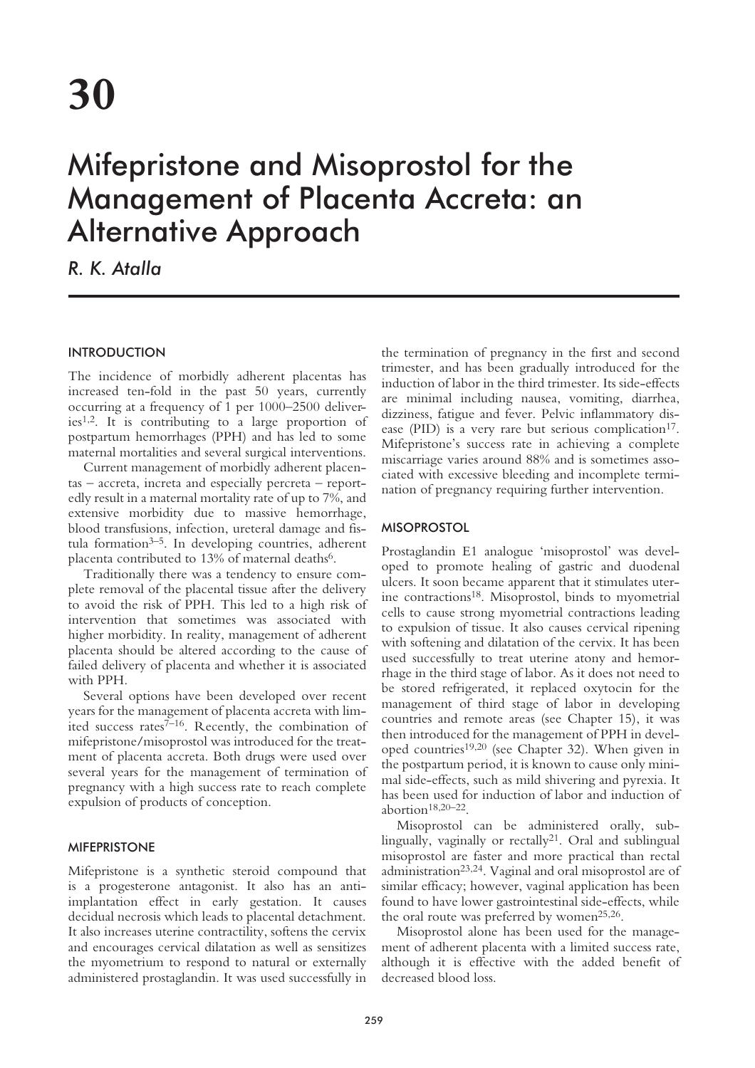# 30

# Mifepristone and Misoprostol for the Management of Placenta Accreta: an Alternative Approach

*R. K. Atalla*

## INTRODUCTION

The incidence of morbidly adherent placentas has increased ten-fold in the past 50 years, currently occurring at a frequency of 1 per 1000–2500 deliveries[1,2]. It is contributing to a large proportion of postpartum hemorrhages (PPH) and has led to some maternal mortalities and several surgical interventions.

Current management of morbidly adherent placentas – accreta, increta and especially percreta – reportedly result in a maternal mortality rate of up to 7%, and extensive morbidity due to massive hemorrhage, blood transfusions, infection, ureteral damage and fistula formation[3–5]. In developing countries, adherent placenta contributed to 13% of maternal deaths[6].

Traditionally there was a tendency to ensure complete removal of the placental tissue after the delivery to avoid the risk of PPH. This led to a high risk of intervention that sometimes was associated with higher morbidity. In reality, management of adherent placenta should be altered according to the cause of failed delivery of placenta and whether it is associated with PPH.

Several options have been developed over recent years for the management of placenta accreta with limited success rates[7–16]. Recently, the combination of mifepristone/misoprostol was introduced for the treatment of placenta accreta. Both drugs were used over several years for the management of termination of pregnancy with a high success rate to reach complete expulsion of products of conception.

## MIFEPRISTONE

Mifepristone is a synthetic steroid compound that is a progesterone antagonist. It also has an anti-implantation effect in early gestation. It causes decidual necrosis which leads to placental detachment. It also increases uterine contractility, softens the cervix and encourages cervical dilatation as well as sensitizes the myometrium to respond to natural or externally administered prostaglandin. It was used successfully in the termination of pregnancy in the first and second trimester, and has been gradually introduced for the induction of labor in the third trimester. Its side-effects are minimal including nausea, vomiting, diarrhea, dizziness, fatigue and fever. Pelvic inflammatory disease (PID) is a very rare but serious complication[17]. Mifepristone's success rate in achieving a complete miscarriage varies around 88% and is sometimes associated with excessive bleeding and incomplete termination of pregnancy requiring further intervention.

## MISOPROSTOL

Prostaglandin E1 analogue 'misoprostol' was developed to promote healing of gastric and duodenal ulcers. It soon became apparent that it stimulates uterine contractions[18]. Misoprostol, binds to myometrial cells to cause strong myometrial contractions leading to expulsion of tissue. It also causes cervical ripening with softening and dilatation of the cervix. It has been used successfully to treat uterine atony and hemorrhage in the third stage of labor. As it does not need to be stored refrigerated, it replaced oxytocin for the management of third stage of labor in developing countries and remote areas (see Chapter 15), it was then introduced for the management of PPH in developed countries[19,20] (see Chapter 32). When given in the postpartum period, it is known to cause only minimal side-effects, such as mild shivering and pyrexia. It has been used for induction of labor and induction of abortion[18,20–22].

Misoprostol can be administered orally, sublingually, vaginally or rectally[21]. Oral and sublingual misoprostol are faster and more practical than rectal administration[23,24]. Vaginal and oral misoprostol are of similar efficacy; however, vaginal application has been found to have lower gastrointestinal side-effects, while the oral route was preferred by women[25,26].

Misoprostol alone has been used for the management of adherent placenta with a limited success rate, although it is effective with the added benefit of decreased blood loss.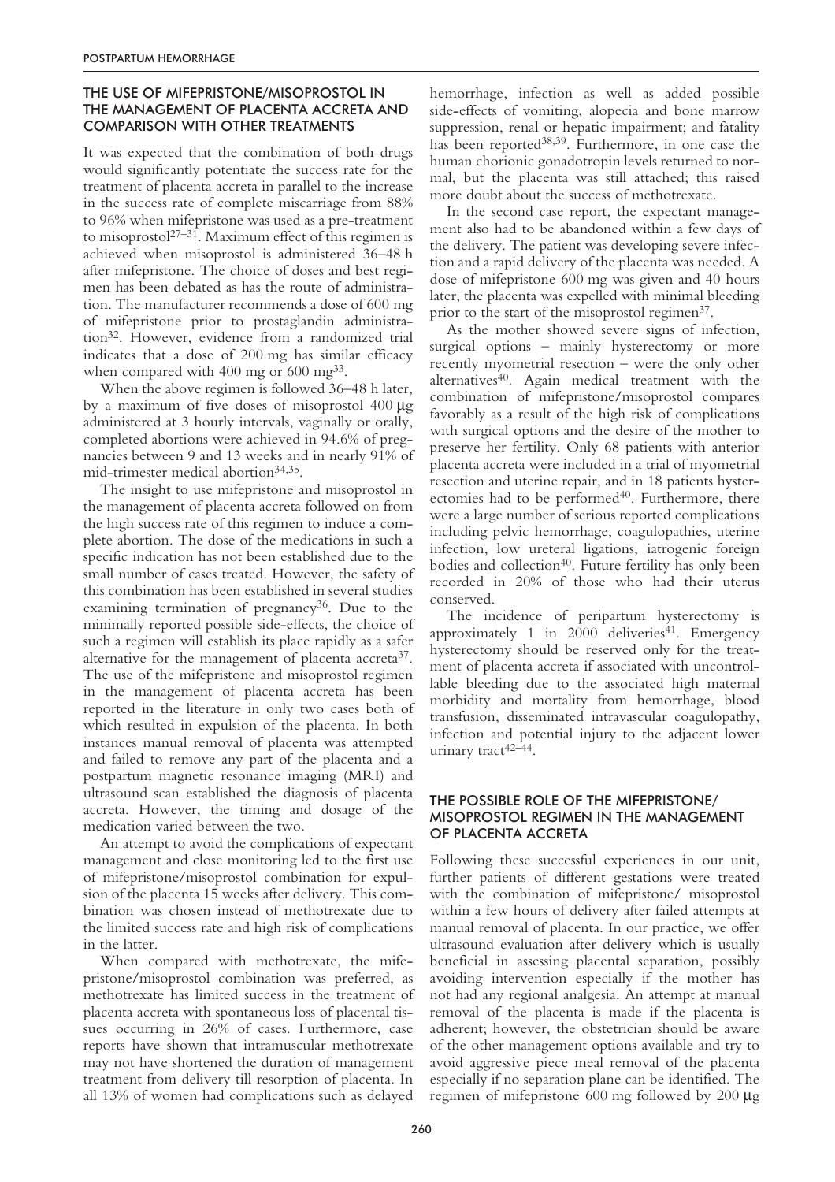## THE USE OF MIFEPRISTONE/MISOPROSTOL IN THE MANAGEMENT OF PLACENTA ACCRETA AND COMPARISON WITH OTHER TREATMENTS

It was expected that the combination of both drugs would significantly potentiate the success rate for the treatment of placenta accreta in parallel to the increase in the success rate of complete miscarriage from 88% to 96% when mifepristone was used as a pre-treatment to misoprostol[27–31]. Maximum effect of this regimen is achieved when misoprostol is administered 36–48 h after mifepristone. The choice of doses and best regimen has been debated as has the route of administration. The manufacturer recommends a dose of 600 mg of mifepristone prior to prostaglandin administration[32]. However, evidence from a randomized trial indicates that a dose of 200 mg has similar efficacy when compared with 400 mg or 600 mg[33].

When the above regimen is followed 36–48 h later, by a maximum of five doses of misoprostol 400 μg administered at 3 hourly intervals, vaginally or orally, completed abortions were achieved in 94.6% of pregnancies between 9 and 13 weeks and in nearly 91% of mid-trimester medical abortion[34,35].

The insight to use mifepristone and misoprostol in the management of placenta accreta followed on from the high success rate of this regimen to induce a complete abortion. The dose of the medications in such a specific indication has not been established due to the small number of cases treated. However, the safety of this combination has been established in several studies examining termination of pregnancy[36]. Due to the minimally reported possible side-effects, the choice of such a regimen will establish its place rapidly as a safer alternative for the management of placenta accreta[37]. The use of the mifepristone and misoprostol regimen in the management of placenta accreta has been reported in the literature in only two cases both of which resulted in expulsion of the placenta. In both instances manual removal of placenta was attempted and failed to remove any part of the placenta and a postpartum magnetic resonance imaging (MRI) and ultrasound scan established the diagnosis of placenta accreta. However, the timing and dosage of the medication varied between the two.

An attempt to avoid the complications of expectant management and close monitoring led to the first use of mifepristone/misoprostol combination for expulsion of the placenta 15 weeks after delivery. This combination was chosen instead of methotrexate due to the limited success rate and high risk of complications in the latter.

When compared with methotrexate, the mifepristone/misoprostol combination was preferred, as methotrexate has limited success in the treatment of placenta accreta with spontaneous loss of placental tissues occurring in 26% of cases. Furthermore, case reports have shown that intramuscular methotrexate may not have shortened the duration of management treatment from delivery till resorption of placenta. In all 13% of women had complications such as delayed hemorrhage, infection as well as added possible side-effects of vomiting, alopecia and bone marrow suppression, renal or hepatic impairment; and fatality has been reported[38,39]. Furthermore, in one case the human chorionic gonadotropin levels returned to normal, but the placenta was still attached; this raised more doubt about the success of methotrexate.

In the second case report, the expectant management also had to be abandoned within a few days of the delivery. The patient was developing severe infection and a rapid delivery of the placenta was needed. A dose of mifepristone 600 mg was given and 40 hours later, the placenta was expelled with minimal bleeding prior to the start of the misoprostol regimen[37].

As the mother showed severe signs of infection, surgical options – mainly hysterectomy or more recently myometrial resection – were the only other alternatives[40]. Again medical treatment with the combination of mifepristone/misoprostol compares favorably as a result of the high risk of complications with surgical options and the desire of the mother to preserve her fertility. Only 68 patients with anterior placenta accreta were included in a trial of myometrial resection and uterine repair, and in 18 patients hysterectomies had to be performed[40]. Furthermore, there were a large number of serious reported complications including pelvic hemorrhage, coagulopathies, uterine infection, low ureteral ligations, iatrogenic foreign bodies and collection[40]. Future fertility has only been recorded in 20% of those who had their uterus conserved.

The incidence of peripartum hysterectomy is approximately 1 in 2000 deliveries[41]. Emergency hysterectomy should be reserved only for the treatment of placenta accreta if associated with uncontrollable bleeding due to the associated high maternal morbidity and mortality from hemorrhage, blood transfusion, disseminated intravascular coagulopathy, infection and potential injury to the adjacent lower urinary tract[42–44].

## THE POSSIBLE ROLE OF THE MIFEPRISTONE/ MISOPROSTOL REGIMEN IN THE MANAGEMENT OF PLACENTA ACCRETA

Following these successful experiences in our unit, further patients of different gestations were treated with the combination of mifepristone/ misoprostol within a few hours of delivery after failed attempts at manual removal of placenta. In our practice, we offer ultrasound evaluation after delivery which is usually beneficial in assessing placental separation, possibly avoiding intervention especially if the mother has not had any regional analgesia. An attempt at manual removal of the placenta is made if the placenta is adherent; however, the obstetrician should be aware of the other management options available and try to avoid aggressive piece meal removal of the placenta especially if no separation plane can be identified. The regimen of mifepristone 600 mg followed by 200 μg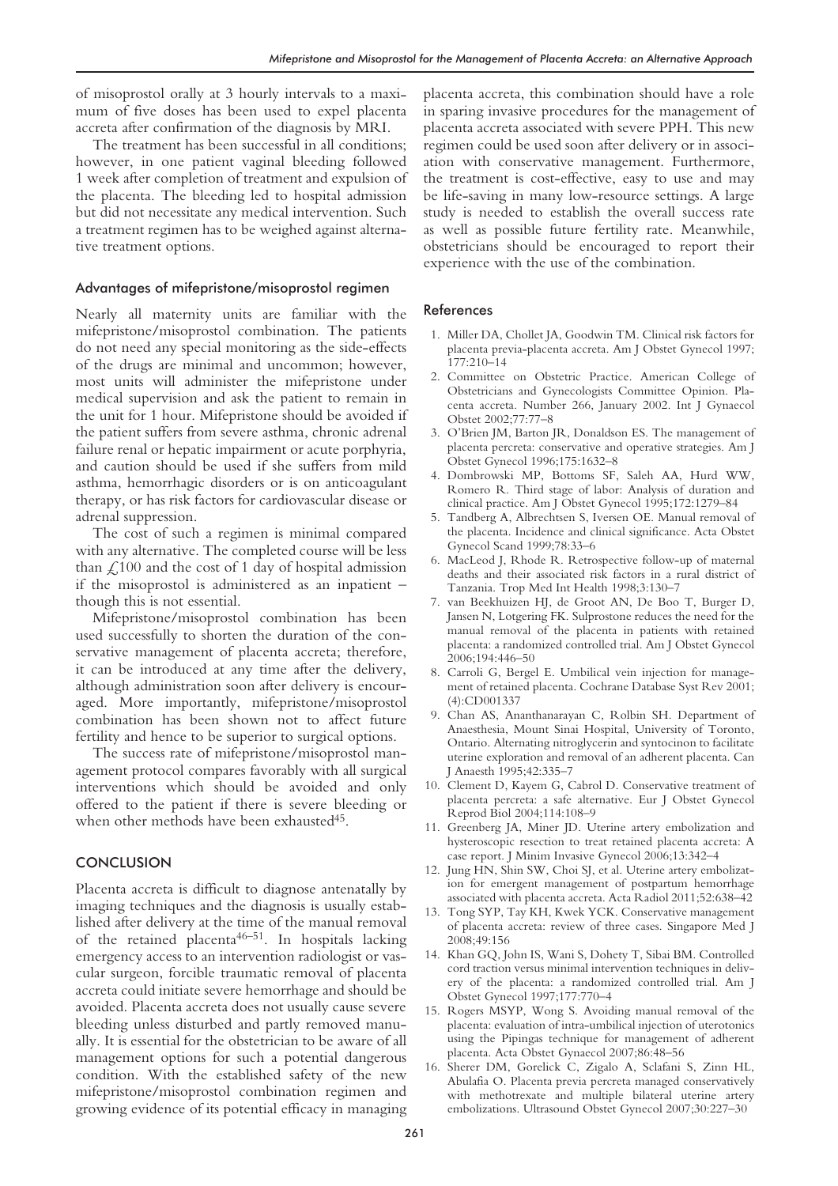of misoprostol orally at 3 hourly intervals to a maximum of five doses has been used to expel placenta accreta after confirmation of the diagnosis by MRI.

The treatment has been successful in all conditions; however, in one patient vaginal bleeding followed 1 week after completion of treatment and expulsion of the placenta. The bleeding led to hospital admission but did not necessitate any medical intervention. Such a treatment regimen has to be weighed against alternative treatment options.

### Advantages of mifepristone/misoprostol regimen

Nearly all maternity units are familiar with the mifepristone/misoprostol combination. The patients do not need any special monitoring as the side-effects of the drugs are minimal and uncommon; however, most units will administer the mifepristone under medical supervision and ask the patient to remain in the unit for 1 hour. Mifepristone should be avoided if the patient suffers from severe asthma, chronic adrenal failure renal or hepatic impairment or acute porphyria, and caution should be used if she suffers from mild asthma, hemorrhagic disorders or is on anticoagulant therapy, or has risk factors for cardiovascular disease or adrenal suppression.

The cost of such a regimen is minimal compared with any alternative. The completed course will be less than £100 and the cost of 1 day of hospital admission if the misoprostol is administered as an inpatient – though this is not essential.

Mifepristone/misoprostol combination has been used successfully to shorten the duration of the conservative management of placenta accreta; therefore, it can be introduced at any time after the delivery, although administration soon after delivery is encouraged. More importantly, mifepristone/misoprostol combination has been shown not to affect future fertility and hence to be superior to surgical options.

The success rate of mifepristone/misoprostol management protocol compares favorably with all surgical interventions which should be avoided and only offered to the patient if there is severe bleeding or when other methods have been exhausted[45].

## CONCLUSION

Placenta accreta is difficult to diagnose antenatally by imaging techniques and the diagnosis is usually established after delivery at the time of the manual removal of the retained placenta[46–51]. In hospitals lacking emergency access to an intervention radiologist or vascular surgeon, forcible traumatic removal of placenta accreta could initiate severe hemorrhage and should be avoided. Placenta accreta does not usually cause severe bleeding unless disturbed and partly removed manually. It is essential for the obstetrician to be aware of all management options for such a potential dangerous condition. With the established safety of the new mifepristone/misoprostol combination regimen and growing evidence of its potential efficacy in managing placenta accreta, this combination should have a role in sparing invasive procedures for the management of placenta accreta associated with severe PPH. This new regimen could be used soon after delivery or in association with conservative management. Furthermore, the treatment is cost-effective, easy to use and may be life-saving in many low-resource settings. A large study is needed to establish the overall success rate as well as possible future fertility rate. Meanwhile, obstetricians should be encouraged to report their experience with the use of the combination.

### References

1. Miller DA, Chollet JA, Goodwin TM. Clinical risk factors for placenta previa-placenta accreta. Am J Obstet Gynecol 1997; 177:210–14
2. Committee on Obstetric Practice. American College of Obstetricians and Gynecologists Committee Opinion. Placenta accreta. Number 266, January 2002. Int J Gynaecol Obstet 2002;77:77–8
3. O'Brien JM, Barton JR, Donaldson ES. The management of placenta percreta: conservative and operative strategies. Am J Obstet Gynecol 1996;175:1632–8
4. Dombrowski MP, Bottoms SF, Saleh AA, Hurd WW, Romero R. Third stage of labor: Analysis of duration and clinical practice. Am J Obstet Gynecol 1995;172:1279–84
5. Tandberg A, Albrechtsen S, Iversen OE. Manual removal of the placenta. Incidence and clinical significance. Acta Obstet Gynecol Scand 1999;78:33–6
6. MacLeod J, Rhode R. Retrospective follow-up of maternal deaths and their associated risk factors in a rural district of Tanzania. Trop Med Int Health 1998;3:130–7
7. van Beekhuizen HJ, de Groot AN, De Boo T, Burger D, Jansen N, Lotgering FK. Sulprostone reduces the need for the manual removal of the placenta in patients with retained placenta: a randomized controlled trial. Am J Obstet Gynecol 2006;194:446–50
8. Carroli G, Bergel E. Umbilical vein injection for management of retained placenta. Cochrane Database Syst Rev 2001; (4):CD001337
9. Chan AS, Ananthanarayan C, Rolbin SH. Department of Anaesthesia, Mount Sinai Hospital, University of Toronto, Ontario. Alternating nitroglycerin and syntocinon to facilitate uterine exploration and removal of an adherent placenta. Can J Anaesth 1995;42:335–7
10. Clement D, Kayem G, Cabrol D. Conservative treatment of placenta percreta: a safe alternative. Eur J Obstet Gynecol Reprod Biol 2004;114:108–9
11. Greenberg JA, Miner JD. Uterine artery embolization and hysteroscopic resection to treat retained placenta accreta: A case report. J Minim Invasive Gynecol 2006;13:342–4
12. Jung HN, Shin SW, Choi SJ, et al. Uterine artery embolization for emergent management of postpartum hemorrhage associated with placenta accreta. Acta Radiol 2011;52:638–42
13. Tong SYP, Tay KH, Kwek YCK. Conservative management of placenta accreta: review of three cases. Singapore Med J 2008;49:156
14. Khan GQ, John IS, Wani S, Dohety T, Sibai BM. Controlled cord traction versus minimal intervention techniques in delivery of the placenta: a randomized controlled trial. Am J Obstet Gynecol 1997;177:770–4
15. Rogers MSYP, Wong S. Avoiding manual removal of the placenta: evaluation of intra-umbilical injection of uterotonics using the Pipingas technique for management of adherent placenta. Acta Obstet Gynaecol 2007;86:48–56
16. Sherer DM, Gorelick C, Zigalo A, Sclafani S, Zinn HL, Abulafia O. Placenta previa percreta managed conservatively with methotrexate and multiple bilateral uterine artery embolizations. Ultrasound Obstet Gynecol 2007;30:227–30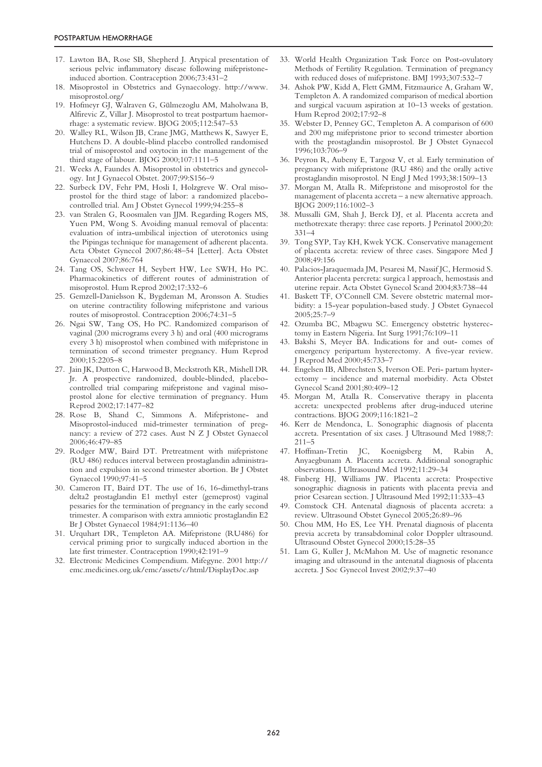17. Lawton BA, Rose SB, Shepherd J. Atypical presentation of serious pelvic inflammatory disease following mifepristone-induced abortion. Contraception 2006;73:431–2
18. Misoprostol in Obstetrics and Gynaecology. http://www.misoprostol.org/
19. Hofmeyr GJ, Walraven G, Gülmezoglu AM, Maholwana B, Alfirevic Z, Villar J. Misoprostol to treat postpartum haemorrhage: a systematic review. BJOG 2005;112:547–53
20. Walley RL, Wilson JB, Crane JMG, Matthews K, Sawyer E, Hutchens D. A double-blind placebo controlled randomised trial of misoprostol and oxytocin in the management of the third stage of labour. BJOG 2000;107:1111–5
21. Weeks A, Faundes A. Misoprostol in obstetrics and gynecology. Int J Gynaecol Obstet. 2007;99:S156–9
22. Surbeck DV, Fehr PM, Hosli I, Holzgreve W. Oral misoprostol for the third stage of labor: a randomized placebo-controlled trial. Am J Obstet Gynecol 1999;94:255–8
23. van Stralen G, Roosmalen van JJM. Regarding Rogers MS, Yuen PM, Wong S. Avoiding manual removal of placenta: evaluation of intra-umbilical injection of uterotonics using the Pipingas technique for management of adherent placenta. Acta Obstet Gynecol 2007;86:48–54 [Letter]. Acta Obstet Gynaecol 2007;86:764
24. Tang OS, Schweer H, Seybert HW, Lee SWH, Ho PC. Pharmacokinetics of different routes of administration of misoprostol. Hum Reprod 2002;17:332–6
25. Gemzell-Danielsson K, Bygdeman M, Aronsson A. Studies on uterine contractility following mifepristone and various routes of misoprostol. Contraception 2006;74:31–5
26. Ngai SW, Tang OS, Ho PC. Randomized comparison of vaginal (200 micrograms every 3 h) and oral (400 micrograms every 3 h) misoprostol when combined with mifepristone in termination of second trimester pregnancy. Hum Reprod 2000;15:2205–8
27. Jain JK, Dutton C, Harwood B, Meckstroth KR, Mishell DR Jr. A prospective randomized, double-blinded, placebo-controlled trial comparing mifepristone and vaginal misoprostol alone for elective termination of pregnancy. Hum Reprod 2002;17:1477–82
28. Rose B, Shand C, Simmons A. Mifepristone- and Misoprostol-induced mid-trimester termination of pregnancy: a review of 272 cases. Aust N Z J Obstet Gynaecol 2006;46:479–85
29. Rodger MW, Baird DT. Pretreatment with mifepristone (RU 486) reduces interval between prostaglandin administration and expulsion in second trimester abortion. Br J Obstet Gynaecol 1990;97:41–5
30. Cameron IT, Baird DT. The use of 16, 16-dimethyl-trans delta2 prostaglandin E1 methyl ester (gemeprost) vaginal pessaries for the termination of pregnancy in the early second trimester. A comparison with extra amniotic prostaglandin E2 Br J Obstet Gynaecol 1984;91:1136–40
31. Urquhart DR, Templeton AA. Mifepristone (RU486) for cervical priming prior to surgically induced abortion in the late first trimester. Contraception 1990;42:191–9
32. Electronic Medicines Compendium. Mifegyne. 2001 http://emc.medicines.org.uk/emc/assets/c/html/DisplayDoc.asp
33. World Health Organization Task Force on Post-ovulatory Methods of Fertility Regulation. Termination of pregnancy with reduced doses of mifepristone. BMJ 1993;307:532–7
34. Ashok PW, Kidd A, Flett GMM, Fitzmaurice A, Graham W, Templeton A. A randomized comparison of medical abortion and surgical vacuum aspiration at 10–13 weeks of gestation. Hum Reprod 2002;17:92–8
35. Webster D, Penney GC, Templeton A. A comparison of 600 and 200 mg mifepristone prior to second trimester abortion with the prostaglandin misoprostol. Br J Obstet Gynaecol 1996;103:706–9
36. Peyron R, Aubeny E, Targosz V, et al. Early termination of pregnancy with mifepristone (RU 486) and the orally active prostaglandin misoprostol. N Engl J Med 1993;38:1509–13
37. Morgan M, Atalla R. Mifepristone and misoprostol for the management of placenta accreta – a new alternative approach. BJOG 2009;116:1002–3
38. Mussalli GM, Shah J, Berck DJ, et al. Placenta accreta and methotrexate therapy: three case reports. J Perinatol 2000;20: 331–4
39. Tong SYP, Tay KH, Kwek YCK. Conservative management of placenta accreta: review of three cases. Singapore Med J 2008;49:156
40. Palacios-Jaraquemada JM, Pesaresi M, Nassif JC, Hermosid S. Anterior placenta percreta: surgica l approach, hemostasis and uterine repair. Acta Obstet Gynecol Scand 2004;83:738–44
41. Baskett TF, O'Connell CM. Severe obstetric maternal morbidity: a 15-year population-based study. J Obstet Gynaecol 2005;25:7–9
42. Ozumba BC, Mbagwu SC. Emergency obstetric hysterectomy in Eastern Nigeria. Int Surg 1991;76:109–11
43. Bakshi S, Meyer BA. Indications for and out- comes of emergency peripartum hysterectomy. A five-year review. J Reprod Med 2000;45:733–7
44. Engelsen IB, Albrechtsen S, Iverson OE. Peri- partum hysterectomy – incidence and maternal morbidity. Acta Obstet Gynecol Scand 2001;80:409–12
45. Morgan M, Atalla R. Conservative therapy in placenta accreta: unexpected problems after drug-induced uterine contractions. BJOG 2009;116:1821–2
46. Kerr de Mendonca, L. Sonographic diagnosis of placenta accreta. Presentation of six cases. J Ultrasound Med 1988;7: 211–5
47. Hoffman-Tretin JC, Koenigsberg M, Rabin A, Anyaegbunam A. Placenta accreta. Additional sonographic observations. J Ultrasound Med 1992;11:29–34
48. Finberg HJ, Williams JW. Placenta accreta: Prospective sonographic diagnosis in patients with placenta previa and prior Cesarean section. J Ultrasound Med 1992;11:333–43
49. Comstock CH. Antenatal diagnosis of placenta accreta: a review. Ultrasound Obstet Gynecol 2005;26:89–96
50. Chou MM, Ho ES, Lee YH. Prenatal diagnosis of placenta previa accreta by transabdominal color Doppler ultrasound. Ultrasound Obstet Gynecol 2000;15:28–35
51. Lam G, Kuller J, McMahon M. Use of magnetic resonance imaging and ultrasound in the antenatal diagnosis of placenta accreta. J Soc Gynecol Invest 2002;9:37–40